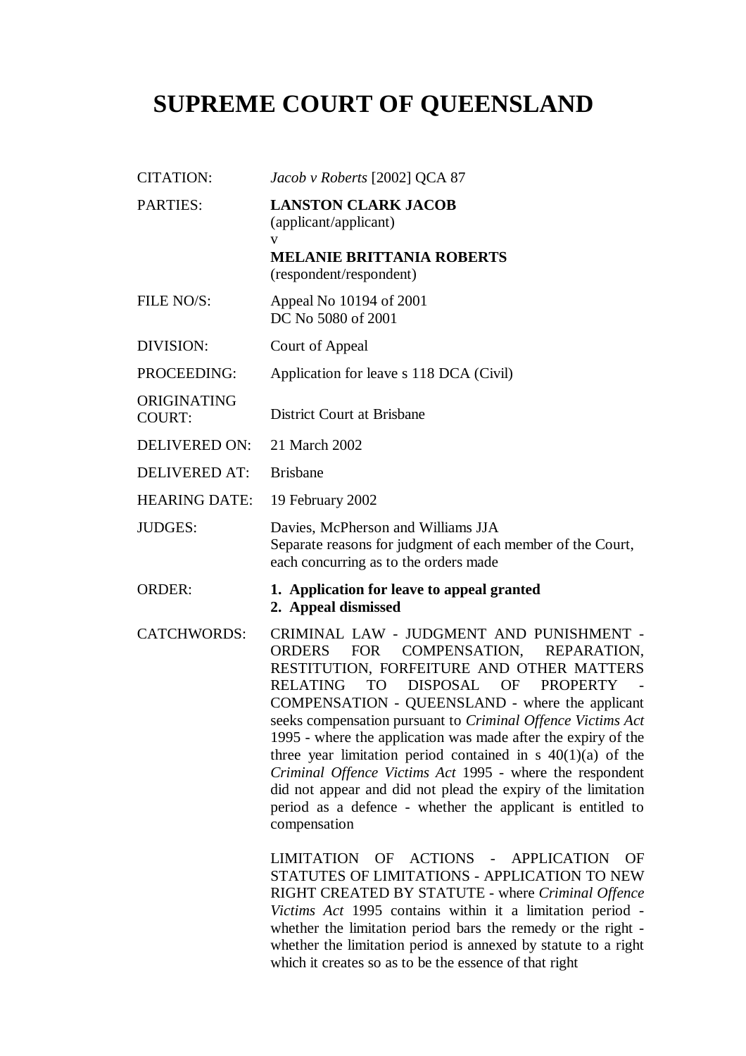# SUPREME COURT OF QUEENSLAND

| | |
|---|---|
| CITATION: | *Jacob v Roberts* [2002] QCA 87 |
| PARTIES: | **LANSTON CLARK JACOB**<br>(applicant/applicant)<br>v<br>**MELANIE BRITTANIA ROBERTS**<br>(respondent/respondent) |
| FILE NO/S: | Appeal No 10194 of 2001<br>DC No 5080 of 2001 |
| DIVISION: | Court of Appeal |
| PROCEEDING: | Application for leave s 118 DCA (Civil) |
| ORIGINATING COURT: | District Court at Brisbane |
| DELIVERED ON: | 21 March 2002 |
| DELIVERED AT: | Brisbane |
| HEARING DATE: | 19 February 2002 |
| JUDGES: | Davies, McPherson and Williams JJA<br>Separate reasons for judgment of each member of the Court, each concurring as to the orders made |
| ORDER: | **1. Application for leave to appeal granted**<br>**2. Appeal dismissed** |
| CATCHWORDS: | CRIMINAL LAW - JUDGMENT AND PUNISHMENT - ORDERS FOR COMPENSATION, REPARATION, RESTITUTION, FORFEITURE AND OTHER MATTERS RELATING TO DISPOSAL OF PROPERTY - COMPENSATION - QUEENSLAND - where the applicant seeks compensation pursuant to *Criminal Offence Victims Act* 1995 - where the application was made after the expiry of the three year limitation period contained in s 40(1)(a) of the *Criminal Offence Victims Act* 1995 - where the respondent did not appear and did not plead the expiry of the limitation period as a defence - whether the applicant is entitled to compensation<br><br>LIMITATION OF ACTIONS - APPLICATION OF STATUTES OF LIMITATIONS - APPLICATION TO NEW RIGHT CREATED BY STATUTE - where *Criminal Offence Victims Act* 1995 contains within it a limitation period - whether the limitation period bars the remedy or the right - whether the limitation period is annexed by statute to a right which it creates so as to be the essence of that right |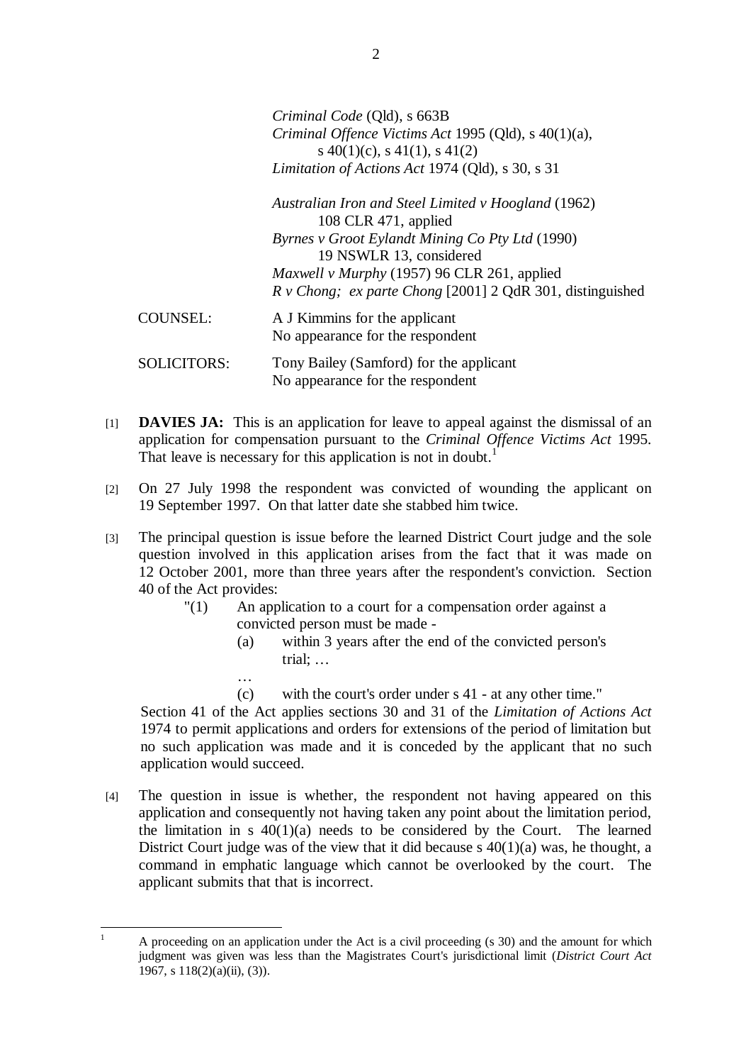*Criminal Code* (Qld), s 663B
*Criminal Offence Victims Act* 1995 (Qld), s 40(1)(a), s 40(1)(c), s 41(1), s 41(2)
*Limitation of Actions Act* 1974 (Qld), s 30, s 31

*Australian Iron and Steel Limited v Hoogland* (1962) 108 CLR 471, applied
*Byrnes v Groot Eylandt Mining Co Pty Ltd* (1990) 19 NSWLR 13, considered
*Maxwell v Murphy* (1957) 96 CLR 261, applied
*R v Chong; ex parte Chong* [2001] 2 QdR 301, distinguished

COUNSEL: A J Kimmins for the applicant
No appearance for the respondent

SOLICITORS: Tony Bailey (Samford) for the applicant
No appearance for the respondent

[1] **DAVIES JA:** This is an application for leave to appeal against the dismissal of an application for compensation pursuant to the *Criminal Offence Victims Act* 1995. That leave is necessary for this application is not in doubt.[1]

[2] On 27 July 1998 the respondent was convicted of wounding the applicant on 19 September 1997. On that latter date she stabbed him twice.

[3] The principal question is issue before the learned District Court judge and the sole question involved in this application arises from the fact that it was made on 12 October 2001, more than three years after the respondent's conviction. Section 40 of the Act provides:

> "(1) An application to a court for a compensation order against a convicted person must be made -
> (a) within 3 years after the end of the convicted person's trial; …
> …
> (c) with the court's order under s 41 - at any other time."

Section 41 of the Act applies sections 30 and 31 of the *Limitation of Actions Act* 1974 to permit applications and orders for extensions of the period of limitation but no such application was made and it is conceded by the applicant that no such application would succeed.

[4] The question in issue is whether, the respondent not having appeared on this application and consequently not having taken any point about the limitation period, the limitation in s 40(1)(a) needs to be considered by the Court. The learned District Court judge was of the view that it did because s 40(1)(a) was, he thought, a command in emphatic language which cannot be overlooked by the court. The applicant submits that that is incorrect.

---

[1] A proceeding on an application under the Act is a civil proceeding (s 30) and the amount for which judgment was given was less than the Magistrates Court's jurisdictional limit (*District Court Act* 1967, s 118(2)(a)(ii), (3)).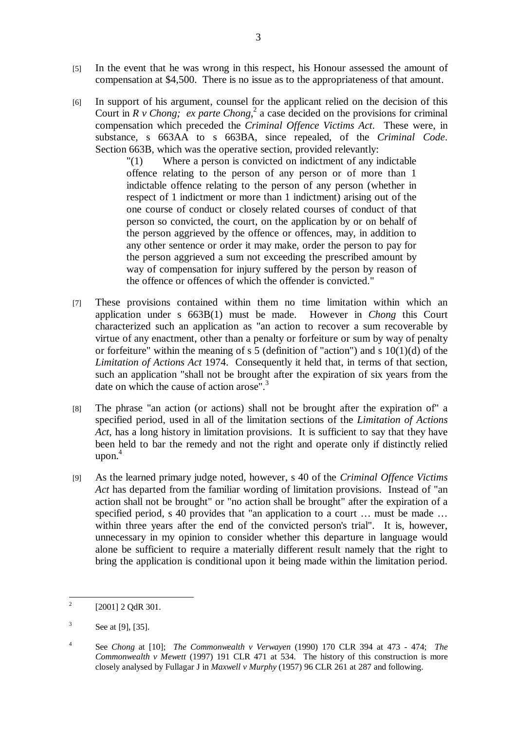[5] In the event that he was wrong in this respect, his Honour assessed the amount of compensation at $4,500. There is no issue as to the appropriateness of that amount.

[6] In support of his argument, counsel for the applicant relied on the decision of this Court in *R v Chong; ex parte Chong*,[2] a case decided on the provisions for criminal compensation which preceded the *Criminal Offence Victims Act*. These were, in substance, s 663AA to s 663BA, since repealed, of the *Criminal Code*. Section 663B, which was the operative section, provided relevantly:

> "(1) Where a person is convicted on indictment of any indictable offence relating to the person of any person or of more than 1 indictable offence relating to the person of any person (whether in respect of 1 indictment or more than 1 indictment) arising out of the one course of conduct or closely related courses of conduct of that person so convicted, the court, on the application by or on behalf of the person aggrieved by the offence or offences, may, in addition to any other sentence or order it may make, order the person to pay for the person aggrieved a sum not exceeding the prescribed amount by way of compensation for injury suffered by the person by reason of the offence or offences of which the offender is convicted."

[7] These provisions contained within them no time limitation within which an application under s 663B(1) must be made. However in *Chong* this Court characterized such an application as "an action to recover a sum recoverable by virtue of any enactment, other than a penalty or forfeiture or sum by way of penalty or forfeiture" within the meaning of s 5 (definition of "action") and s 10(1)(d) of the *Limitation of Actions Act* 1974. Consequently it held that, in terms of that section, such an application "shall not be brought after the expiration of six years from the date on which the cause of action arose".[3]

[8] The phrase "an action (or actions) shall not be brought after the expiration of" a specified period, used in all of the limitation sections of the *Limitation of Actions Act*, has a long history in limitation provisions. It is sufficient to say that they have been held to bar the remedy and not the right and operate only if distinctly relied upon.[4]

[9] As the learned primary judge noted, however, s 40 of the *Criminal Offence Victims Act* has departed from the familiar wording of limitation provisions. Instead of "an action shall not be brought" or "no action shall be brought" after the expiration of a specified period, s 40 provides that "an application to a court … must be made … within three years after the end of the convicted person's trial". It is, however, unnecessary in my opinion to consider whether this departure in language would alone be sufficient to require a materially different result namely that the right to bring the application is conditional upon it being made within the limitation period.

---

[2] [2001] 2 QdR 301.

[3] See at [9], [35].

[4] See *Chong* at [10]; *The Commonwealth v Verwayen* (1990) 170 CLR 394 at 473 - 474; *The Commonwealth v Mewett* (1997) 191 CLR 471 at 534. The history of this construction is more closely analysed by Fullagar J in *Maxwell v Murphy* (1957) 96 CLR 261 at 287 and following.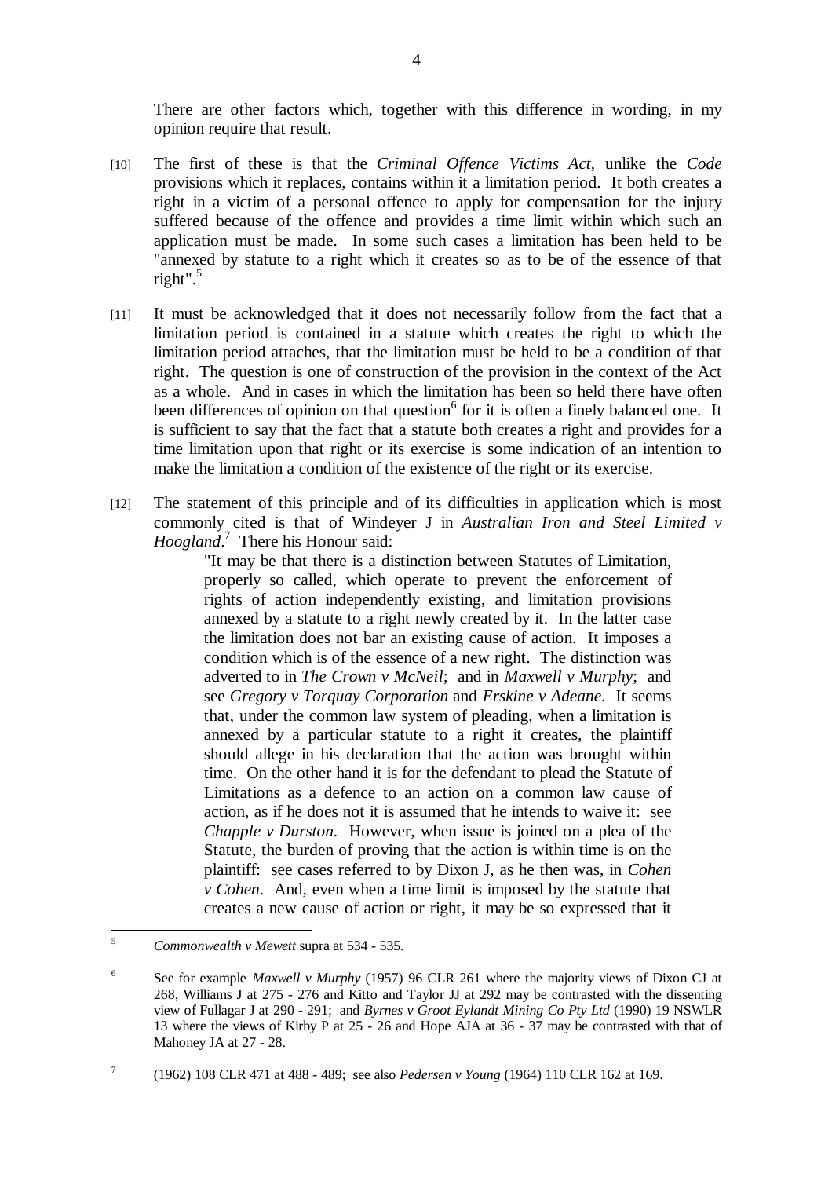There are other factors which, together with this difference in wording, in my opinion require that result.

[10] The first of these is that the *Criminal Offence Victims Act*, unlike the *Code* provisions which it replaces, contains within it a limitation period. It both creates a right in a victim of a personal offence to apply for compensation for the injury suffered because of the offence and provides a time limit within which such an application must be made. In some such cases a limitation has been held to be "annexed by statute to a right which it creates so as to be of the essence of that right".[5]

[11] It must be acknowledged that it does not necessarily follow from the fact that a limitation period is contained in a statute which creates the right to which the limitation period attaches, that the limitation must be held to be a condition of that right. The question is one of construction of the provision in the context of the Act as a whole. And in cases in which the limitation has been so held there have often been differences of opinion on that question[6] for it is often a finely balanced one. It is sufficient to say that the fact that a statute both creates a right and provides for a time limitation upon that right or its exercise is some indication of an intention to make the limitation a condition of the existence of the right or its exercise.

[12] The statement of this principle and of its difficulties in application which is most commonly cited is that of Windeyer J in *Australian Iron and Steel Limited v Hoogland*.[7] There his Honour said:

> "It may be that there is a distinction between Statutes of Limitation, properly so called, which operate to prevent the enforcement of rights of action independently existing, and limitation provisions annexed by a statute to a right newly created by it. In the latter case the limitation does not bar an existing cause of action. It imposes a condition which is of the essence of a new right. The distinction was adverted to in *The Crown v McNeil*; and in *Maxwell v Murphy*; and see *Gregory v Torquay Corporation* and *Erskine v Adeane*. It seems that, under the common law system of pleading, when a limitation is annexed by a particular statute to a right it creates, the plaintiff should allege in his declaration that the action was brought within time. On the other hand it is for the defendant to plead the Statute of Limitations as a defence to an action on a common law cause of action, as if he does not it is assumed that he intends to waive it: see *Chapple v Durston*. However, when issue is joined on a plea of the Statute, the burden of proving that the action is within time is on the plaintiff: see cases referred to by Dixon J, as he then was, in *Cohen v Cohen*. And, even when a time limit is imposed by the statute that creates a new cause of action or right, it may be so expressed that it

---

[5] *Commonwealth v Mewett* supra at 534 - 535.

[6] See for example *Maxwell v Murphy* (1957) 96 CLR 261 where the majority views of Dixon CJ at 268, Williams J at 275 - 276 and Kitto and Taylor JJ at 292 may be contrasted with the dissenting view of Fullagar J at 290 - 291; and *Byrnes v Groot Eylandt Mining Co Pty Ltd* (1990) 19 NSWLR 13 where the views of Kirby P at 25 - 26 and Hope AJA at 36 - 37 may be contrasted with that of Mahoney JA at 27 - 28.

[7] (1962) 108 CLR 471 at 488 - 489; see also *Pedersen v Young* (1964) 110 CLR 162 at 169.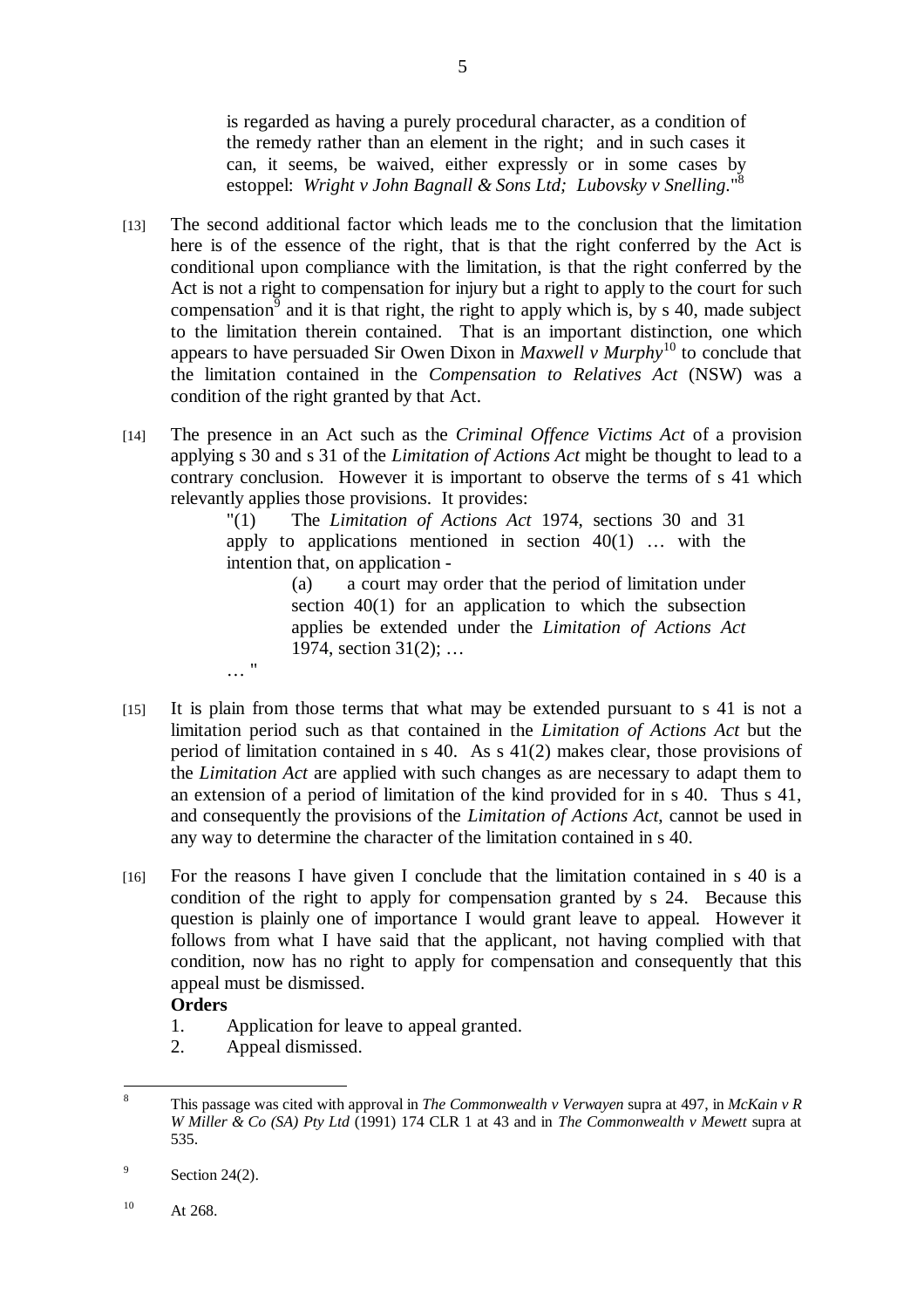is regarded as having a purely procedural character, as a condition of the remedy rather than an element in the right; and in such cases it can, it seems, be waived, either expressly or in some cases by estoppel: *Wright v John Bagnall & Sons Ltd; Lubovsky v Snelling*."[8]

[13] The second additional factor which leads me to the conclusion that the limitation here is of the essence of the right, that is that the right conferred by the Act is conditional upon compliance with the limitation, is that the right conferred by the Act is not a right to compensation for injury but a right to apply to the court for such compensation[9] and it is that right, the right to apply which is, by s 40, made subject to the limitation therein contained. That is an important distinction, one which appears to have persuaded Sir Owen Dixon in *Maxwell v Murphy*[10] to conclude that the limitation contained in the *Compensation to Relatives Act* (NSW) was a condition of the right granted by that Act.

[14] The presence in an Act such as the *Criminal Offence Victims Act* of a provision applying s 30 and s 31 of the *Limitation of Actions Act* might be thought to lead to a contrary conclusion. However it is important to observe the terms of s 41 which relevantly applies those provisions. It provides:

> "(1) The *Limitation of Actions Act* 1974, sections 30 and 31 apply to applications mentioned in section 40(1) … with the intention that, on application -
>
> > (a) a court may order that the period of limitation under section 40(1) for an application to which the subsection applies be extended under the *Limitation of Actions Act* 1974, section 31(2); …
>
> … "

[15] It is plain from those terms that what may be extended pursuant to s 41 is not a limitation period such as that contained in the *Limitation of Actions Act* but the period of limitation contained in s 40. As s 41(2) makes clear, those provisions of the *Limitation Act* are applied with such changes as are necessary to adapt them to an extension of a period of limitation of the kind provided for in s 40. Thus s 41, and consequently the provisions of the *Limitation of Actions Act*, cannot be used in any way to determine the character of the limitation contained in s 40.

[16] For the reasons I have given I conclude that the limitation contained in s 40 is a condition of the right to apply for compensation granted by s 24. Because this question is plainly one of importance I would grant leave to appeal. However it follows from what I have said that the applicant, not having complied with that condition, now has no right to apply for compensation and consequently that this appeal must be dismissed.

**Orders**

1. Application for leave to appeal granted.
2. Appeal dismissed.

---

[8] This passage was cited with approval in *The Commonwealth v Verwayen* supra at 497, in *McKain v R W Miller & Co (SA) Pty Ltd* (1991) 174 CLR 1 at 43 and in *The Commonwealth v Mewett* supra at 535.

[9] Section 24(2).

[10] At 268.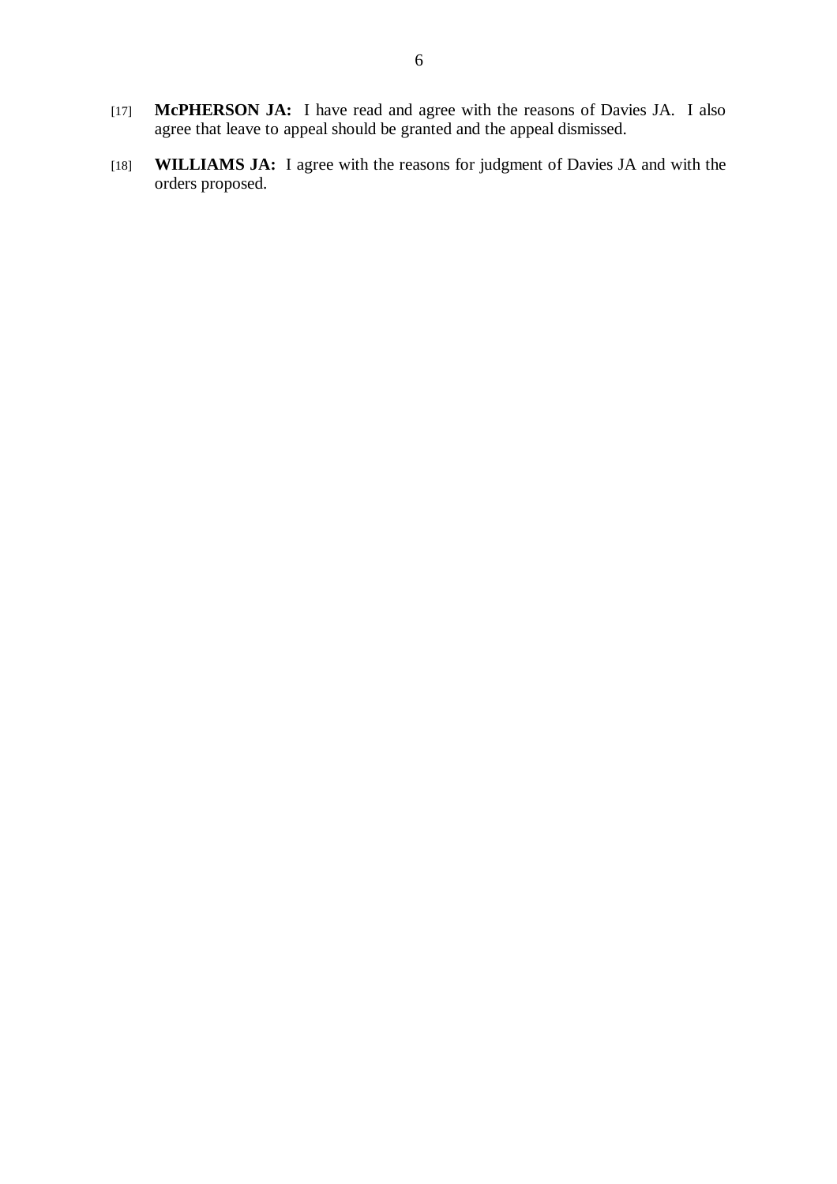[17] **McPHERSON JA:** I have read and agree with the reasons of Davies JA. I also agree that leave to appeal should be granted and the appeal dismissed.

[18] **WILLIAMS JA:** I agree with the reasons for judgment of Davies JA and with the orders proposed.